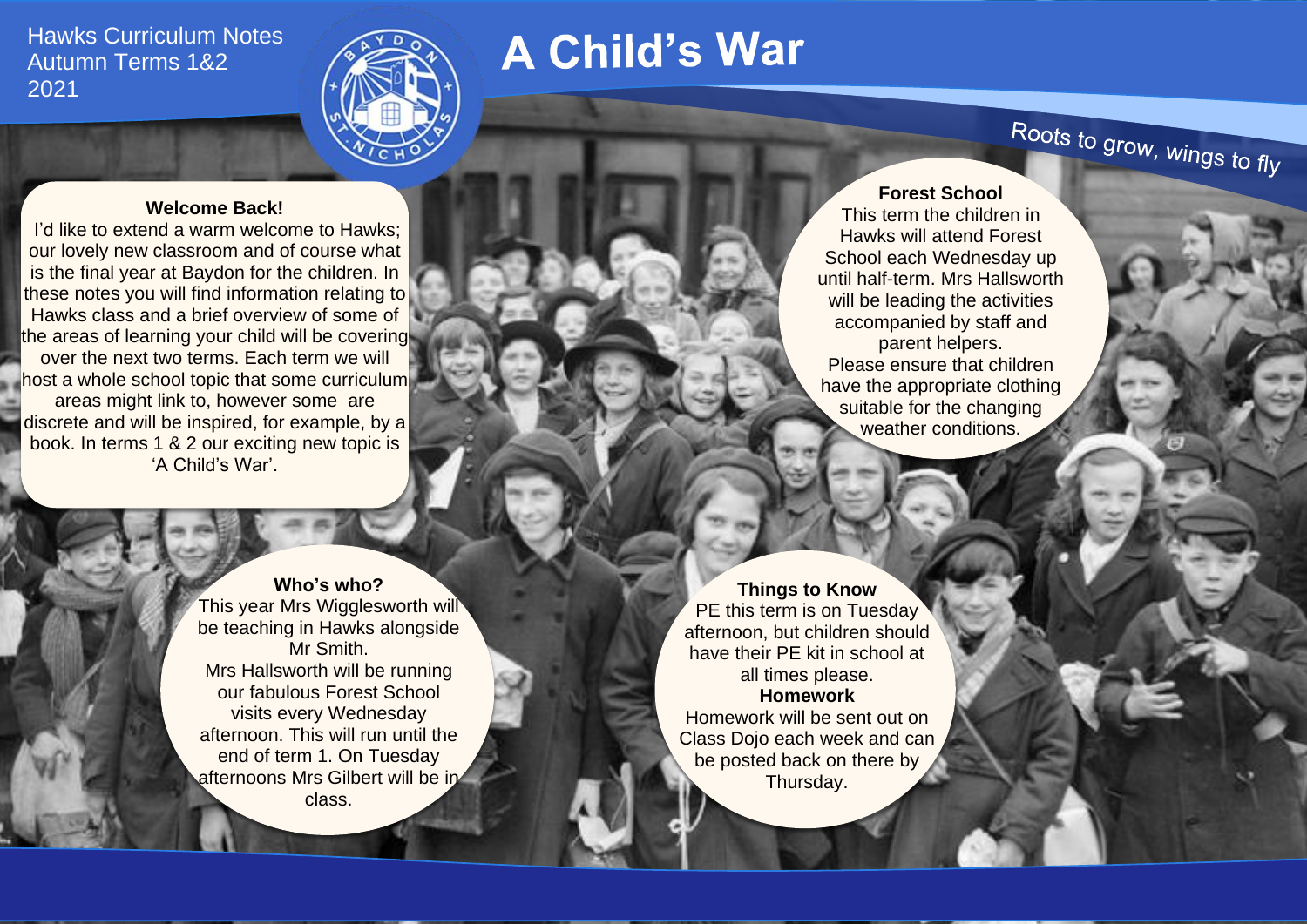Hawks Curriculum Notes
Autumn Terms 1&2
2021

# A Child's War

*Roots to grow, wings to fly*

### Welcome Back!

I'd like to extend a warm welcome to Hawks; our lovely new classroom and of course what is the final year at Baydon for the children. In these notes you will find information relating to Hawks class and a brief overview of some of the areas of learning your child will be covering over the next two terms. Each term we will host a whole school topic that some curriculum areas might link to, however some are discrete and will be inspired, for example, by a book. In terms 1 & 2 our exciting new topic is 'A Child's War'.

### Forest School

This term the children in Hawks will attend Forest School each Wednesday up until half-term. Mrs Hallsworth will be leading the activities accompanied by staff and parent helpers.
Please ensure that children have the appropriate clothing suitable for the changing weather conditions.

### Who's who?

This year Mrs Wigglesworth will be teaching in Hawks alongside Mr Smith.
Mrs Hallsworth will be running our fabulous Forest School visits every Wednesday afternoon. This will run until the end of term 1. On Tuesday afternoons Mrs Gilbert will be in class.

### Things to Know

PE this term is on Tuesday afternoon, but children should have their PE kit in school at all times please.

**Homework**

Homework will be sent out on Class Dojo each week and can be posted back on there by Thursday.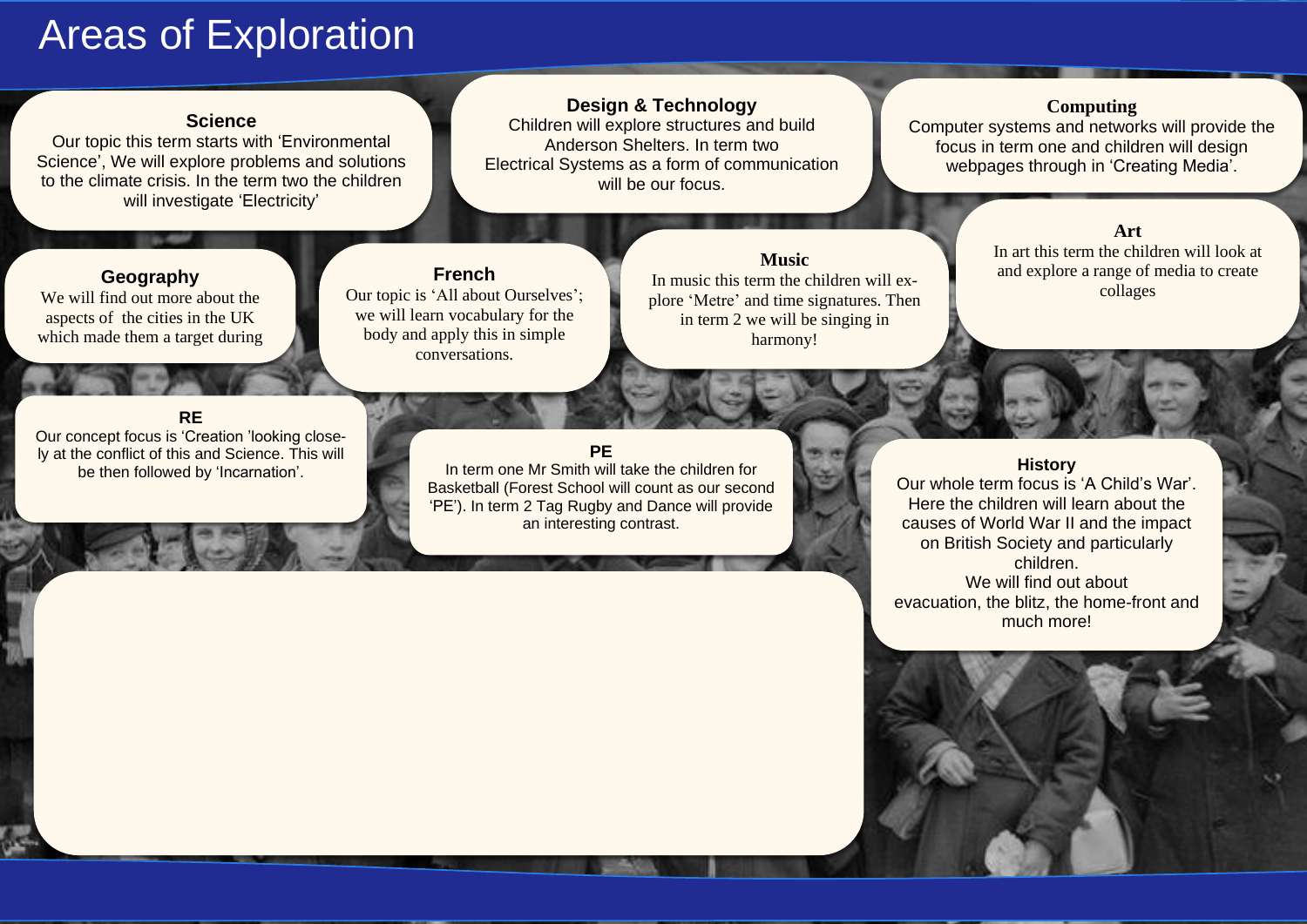# Areas of Exploration

### Science

Our topic this term starts with 'Environmental Science', We will explore problems and solutions to the climate crisis. In the term two the children will investigate 'Electricity'

### Design & Technology

Children will explore structures and build Anderson Shelters. In term two Electrical Systems as a form of communication will be our focus.

### Computing

Computer systems and networks will provide the focus in term one and children will design webpages through in 'Creating Media'.

### Geography

We will find out more about the aspects of the cities in the UK which made them a target during

### French

Our topic is 'All about Ourselves'; we will learn vocabulary for the body and apply this in simple conversations.

### Music

In music this term the children will explore 'Metre' and time signatures. Then in term 2 we will be singing in harmony!

### Art

In art this term the children will look at and explore a range of media to create collages

### RE

Our concept focus is 'Creation 'looking closely at the conflict of this and Science. This will be then followed by 'Incarnation'.

### PE

In term one Mr Smith will take the children for Basketball (Forest School will count as our second 'PE'). In term 2 Tag Rugby and Dance will provide an interesting contrast.

### History

Our whole term focus is 'A Child's War'. Here the children will learn about the causes of World War II and the impact on British Society and particularly children.

We will find out about evacuation, the blitz, the home-front and much more!